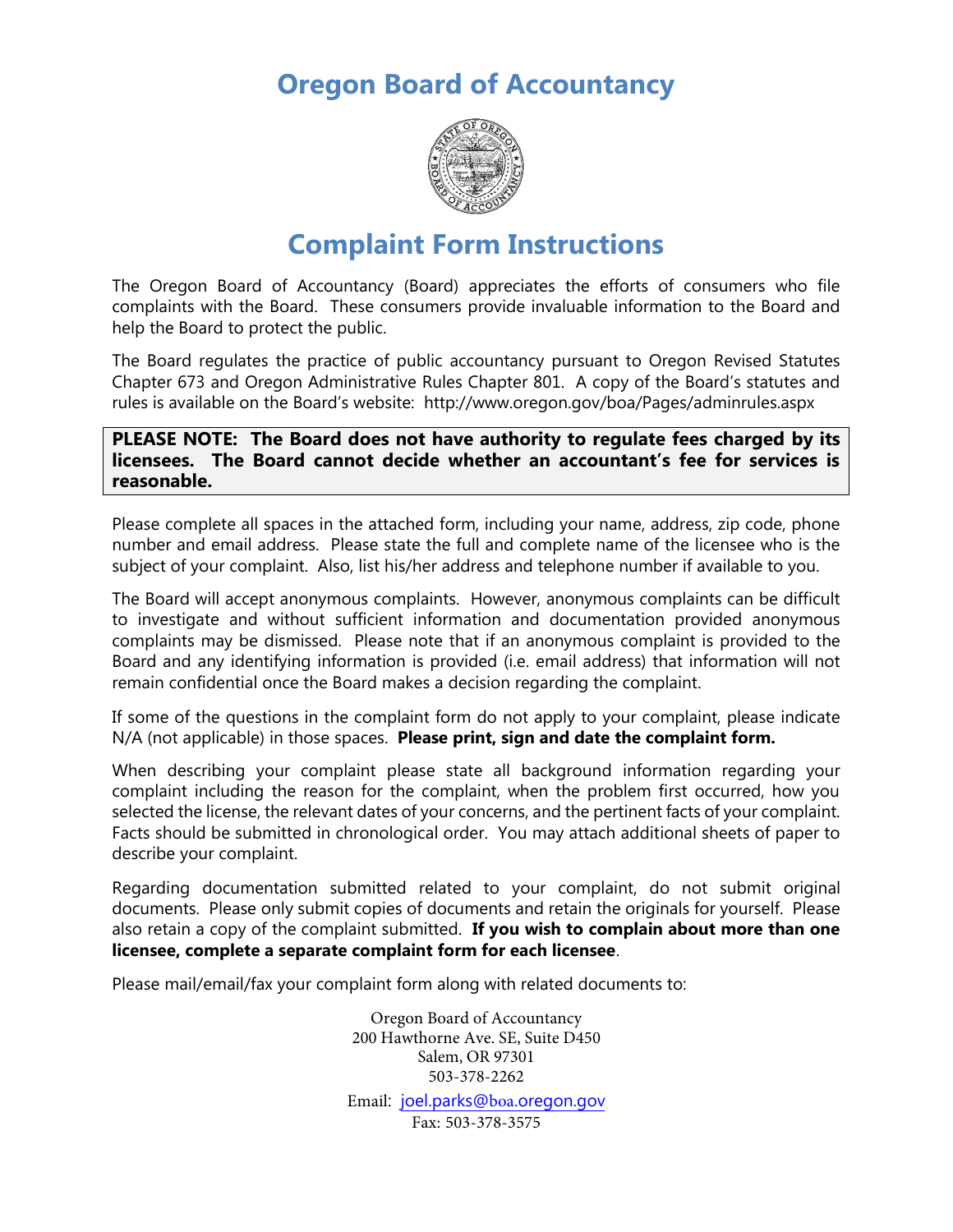# Oregon Board of Accountancy

## Complaint Form Instructions

The Oregon Board of Accountancy (Board) appreciates the efforts of consumers who file complaints with the Board. These consumers provide invaluable information to the Board and help the Board to protect the public.

The Board regulates the practice of public accountancy pursuant to Oregon Revised Statutes Chapter 673 and Oregon Administrative Rules Chapter 801. A copy of the Board's statutes and rules is available on the Board's website: http://www.oregon.gov/boa/Pages/adminrules.aspx

**PLEASE NOTE: The Board does not have authority to regulate fees charged by its licensees. The Board cannot decide whether an accountant's fee for services is reasonable.**

Please complete all spaces in the attached form, including your name, address, zip code, phone number and email address. Please state the full and complete name of the licensee who is the subject of your complaint. Also, list his/her address and telephone number if available to you.

The Board will accept anonymous complaints. However, anonymous complaints can be difficult to investigate and without sufficient information and documentation provided anonymous complaints may be dismissed. Please note that if an anonymous complaint is provided to the Board and any identifying information is provided (i.e. email address) that information will not remain confidential once the Board makes a decision regarding the complaint.

If some of the questions in the complaint form do not apply to your complaint, please indicate N/A (not applicable) in those spaces. **Please print, sign and date the complaint form.**

When describing your complaint please state all background information regarding your complaint including the reason for the complaint, when the problem first occurred, how you selected the license, the relevant dates of your concerns, and the pertinent facts of your complaint. Facts should be submitted in chronological order. You may attach additional sheets of paper to describe your complaint.

Regarding documentation submitted related to your complaint, do not submit original documents. Please only submit copies of documents and retain the originals for yourself. Please also retain a copy of the complaint submitted. **If you wish to complain about more than one licensee, complete a separate complaint form for each licensee**.

Please mail/email/fax your complaint form along with related documents to:

Oregon Board of Accountancy
200 Hawthorne Ave. SE, Suite D450
Salem, OR 97301
503-378-2262

Email: joel.parks@boa.oregon.gov
Fax: 503-378-3575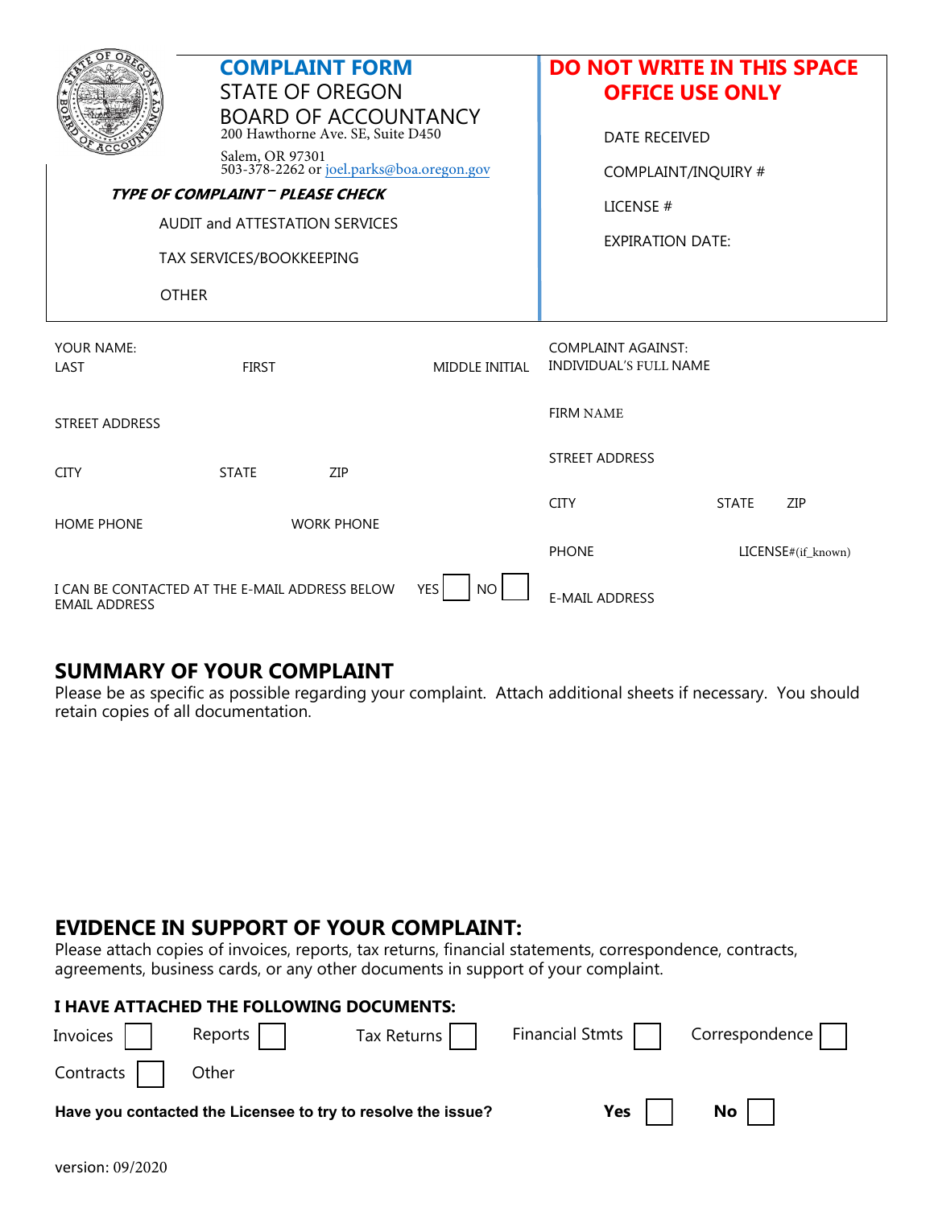# COMPLAINT FORM

STATE OF OREGON
BOARD OF ACCOUNTANCY
200 Hawthorne Ave. SE, Suite D450
Salem, OR 97301
503-378-2262 or joel.parks@boa.oregon.gov

**DO NOT WRITE IN THIS SPACE**
**OFFICE USE ONLY**

DATE RECEIVED

COMPLAINT/INQUIRY #

LICENSE #

EXPIRATION DATE:

***TYPE OF COMPLAINT – PLEASE CHECK***

AUDIT and ATTESTATION SERVICES

TAX SERVICES/BOOKKEEPING

OTHER

YOUR NAME:
LAST | FIRST | MIDDLE INITIAL

STREET ADDRESS

CITY | STATE | ZIP

HOME PHONE | WORK PHONE

I CAN BE CONTACTED AT THE E-MAIL ADDRESS BELOW YES ☐ NO ☐
EMAIL ADDRESS

COMPLAINT AGAINST:
INDIVIDUAL'S FULL NAME

FIRM NAME

STREET ADDRESS

CITY | STATE | ZIP

PHONE | LICENSE#(if_known)

E-MAIL ADDRESS

## SUMMARY OF YOUR COMPLAINT

Please be as specific as possible regarding your complaint. Attach additional sheets if necessary. You should retain copies of all documentation.

## EVIDENCE IN SUPPORT OF YOUR COMPLAINT:

Please attach copies of invoices, reports, tax returns, financial statements, correspondence, contracts, agreements, business cards, or any other documents in support of your complaint.

**I HAVE ATTACHED THE FOLLOWING DOCUMENTS:**

Invoices ☐ Reports ☐ Tax Returns ☐ Financial Stmts ☐ Correspondence ☐

Contracts ☐ Other

**Have you contacted the Licensee to try to resolve the issue?** **Yes** ☐ **No** ☐

version: 09/2020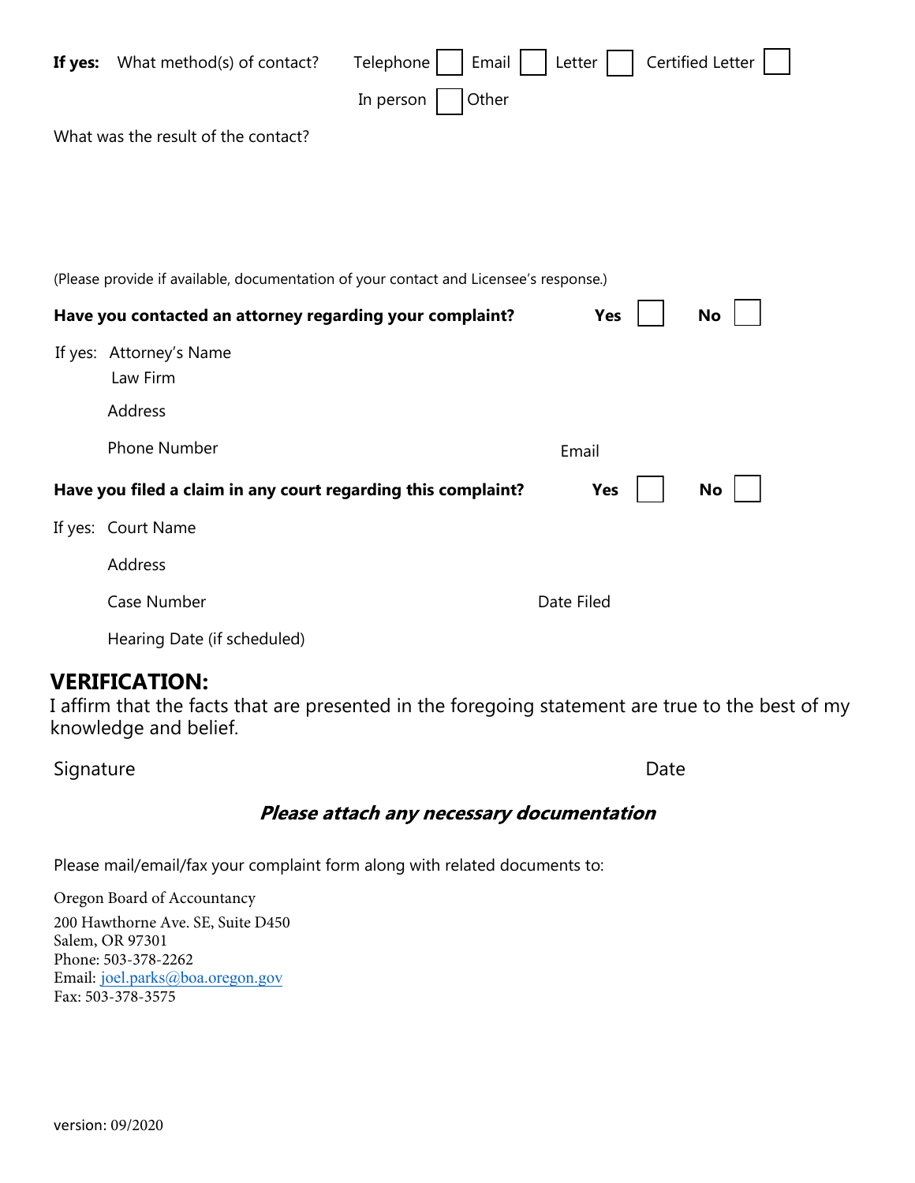**If yes:** What method(s) of contact? Telephone ☐ Email ☐ Letter ☐ Certified Letter ☐ In person ☐ Other

What was the result of the contact?

(Please provide if available, documentation of your contact and Licensee's response.)

**Have you contacted an attorney regarding your complaint?** **Yes** ☐ **No** ☐

If yes: Attorney's Name

Law Firm

Address

Phone Number

Email

**Have you filed a claim in any court regarding this complaint?** **Yes** ☐ **No** ☐

If yes: Court Name

Address

Case Number

Date Filed

Hearing Date (if scheduled)

## VERIFICATION:

I affirm that the facts that are presented in the foregoing statement are true to the best of my knowledge and belief.

Signature

Date

***Please attach any necessary documentation***

Please mail/email/fax your complaint form along with related documents to:

Oregon Board of Accountancy
200 Hawthorne Ave. SE, Suite D450
Salem, OR 97301
Phone: 503-378-2262
Email: joel.parks@boa.oregon.gov
Fax: 503-378-3575

version: 09/2020